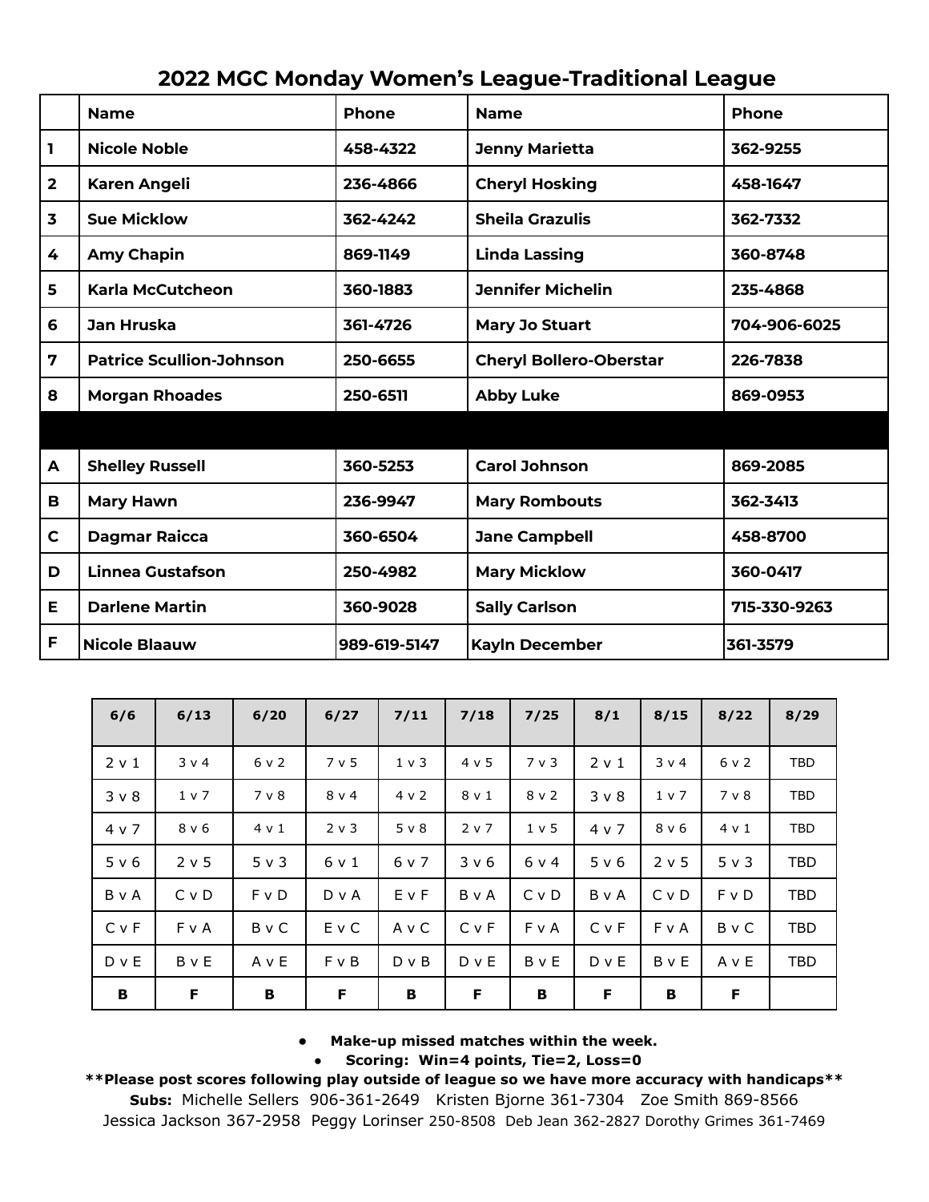# 2022 MGC Monday Women's League-Traditional League

| | Name | Phone | Name | Phone |
|---|---|---|---|---|
| 1 | Nicole Noble | 458-4322 | Jenny Marietta | 362-9255 |
| 2 | Karen Angeli | 236-4866 | Cheryl Hosking | 458-1647 |
| 3 | Sue Micklow | 362-4242 | Sheila Grazulis | 362-7332 |
| 4 | Amy Chapin | 869-1149 | Linda Lassing | 360-8748 |
| 5 | Karla McCutcheon | 360-1883 | Jennifer Michelin | 235-4868 |
| 6 | Jan Hruska | 361-4726 | Mary Jo Stuart | 704-906-6025 |
| 7 | Patrice Scullion-Johnson | 250-6655 | Cheryl Bollero-Oberstar | 226-7838 |
| 8 | Morgan Rhoades | 250-6511 | Abby Luke | 869-0953 |
| | | | | |
| A | Shelley Russell | 360-5253 | Carol Johnson | 869-2085 |
| B | Mary Hawn | 236-9947 | Mary Rombouts | 362-3413 |
| C | Dagmar Raicca | 360-6504 | Jane Campbell | 458-8700 |
| D | Linnea Gustafson | 250-4982 | Mary Micklow | 360-0417 |
| E | Darlene Martin | 360-9028 | Sally Carlson | 715-330-9263 |
| F | Nicole Blaauw | 989-619-5147 | Kayln December | 361-3579 |

| 6/6 | 6/13 | 6/20 | 6/27 | 7/11 | 7/18 | 7/25 | 8/1 | 8/15 | 8/22 | 8/29 |
|---|---|---|---|---|---|---|---|---|---|---|
| 2 v 1 | 3 v 4 | 6 v 2 | 7 v 5 | 1 v 3 | 4 v 5 | 7 v 3 | 2 v 1 | 3 v 4 | 6 v 2 | TBD |
| 3 v 8 | 1 v 7 | 7 v 8 | 8 v 4 | 4 v 2 | 8 v 1 | 8 v 2 | 3 v 8 | 1 v 7 | 7 v 8 | TBD |
| 4 v 7 | 8 v 6 | 4 v 1 | 2 v 3 | 5 v 8 | 2 v 7 | 1 v 5 | 4 v 7 | 8 v 6 | 4 v 1 | TBD |
| 5 v 6 | 2 v 5 | 5 v 3 | 6 v 1 | 6 v 7 | 3 v 6 | 6 v 4 | 5 v 6 | 2 v 5 | 5 v 3 | TBD |
| B v A | C v D | F v D | D v A | E v F | B v A | C v D | B v A | C v D | F v D | TBD |
| C v F | F v A | B v C | E v C | A v C | C v F | F v A | C v F | F v A | B v C | TBD |
| D v E | B v E | A v E | F v B | D v B | D v E | B v E | D v E | B v E | A v E | TBD |
| **B** | **F** | **B** | **F** | **B** | **F** | **B** | **F** | **B** | **F** | |

- **Make-up missed matches within the week.**
- **Scoring: Win=4 points, Tie=2, Loss=0**

**Please post scores following play outside of league so we have more accuracy with handicaps**

**Subs:** Michelle Sellers 906-361-2649 Kristen Bjorne 361-7304 Zoe Smith 869-8566 Jessica Jackson 367-2958 Peggy Lorinser 250-8508 Deb Jean 362-2827 Dorothy Grimes 361-7469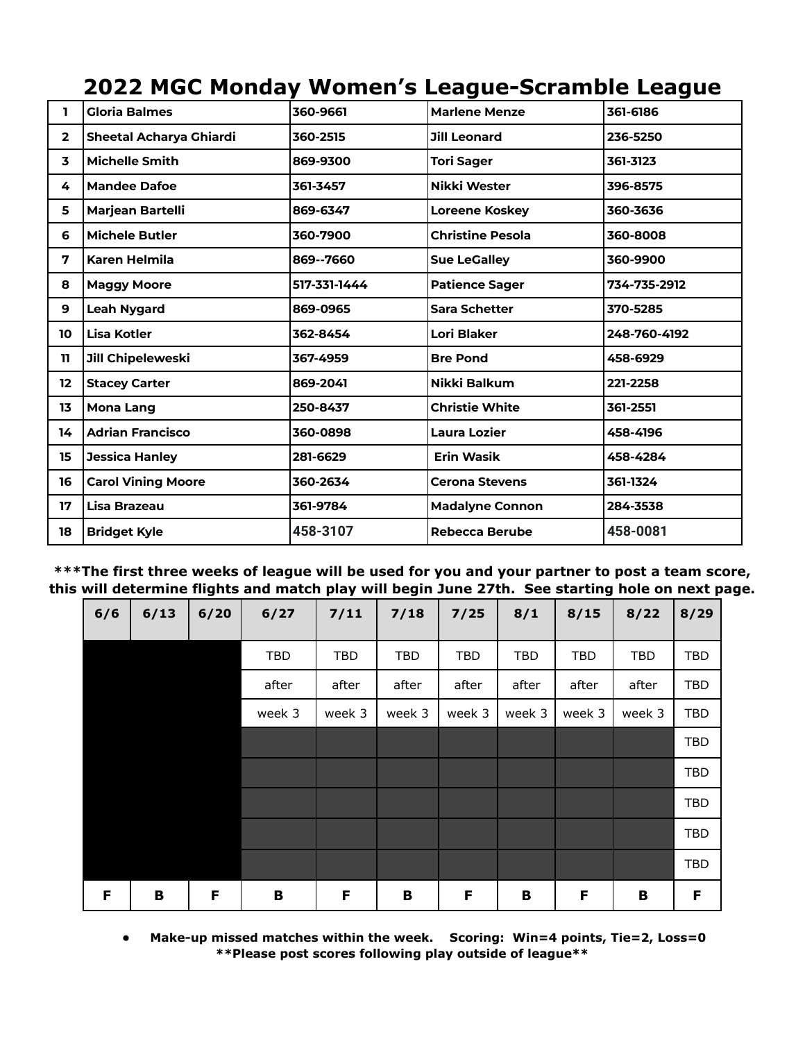# 2022 MGC Monday Women's League-Scramble League

| | | | | |
|---|---|---|---|---|
| 1 | **Gloria Balmes** | **360-9661** | **Marlene Menze** | **361-6186** |
| 2 | **Sheetal Acharya Ghiardi** | **360-2515** | **Jill Leonard** | **236-5250** |
| 3 | **Michelle Smith** | **869-9300** | **Tori Sager** | **361-3123** |
| 4 | **Mandee Dafoe** | **361-3457** | **Nikki Wester** | **396-8575** |
| 5 | **Marjean Bartelli** | **869-6347** | **Loreene Koskey** | **360-3636** |
| 6 | **Michele Butler** | **360-7900** | **Christine Pesola** | **360-8008** |
| 7 | **Karen Helmila** | **869--7660** | **Sue LeGalley** | **360-9900** |
| 8 | **Maggy Moore** | **517-331-1444** | **Patience Sager** | **734-735-2912** |
| 9 | **Leah Nygard** | **869-0965** | **Sara Schetter** | **370-5285** |
| 10 | **Lisa Kotler** | **362-8454** | **Lori Blaker** | **248-760-4192** |
| 11 | **Jill Chipeleweski** | **367-4959** | **Bre Pond** | **458-6929** |
| 12 | **Stacey Carter** | **869-2041** | **Nikki Balkum** | **221-2258** |
| 13 | **Mona Lang** | **250-8437** | **Christie White** | **361-2551** |
| 14 | **Adrian Francisco** | **360-0898** | **Laura Lozier** | **458-4196** |
| 15 | **Jessica Hanley** | **281-6629** | **Erin Wasik** | **458-4284** |
| 16 | **Carol Vining Moore** | **360-2634** | **Cerona Stevens** | **361-1324** |
| 17 | **Lisa Brazeau** | **361-9784** | **Madalyne Connon** | **284-3538** |
| 18 | **Bridget Kyle** | **458-3107** | **Rebecca Berube** | **458-0081** |

**\*\*\*The first three weeks of league will be used for you and your partner to post a team score, this will determine flights and match play will begin June 27th. See starting hole on next page.**

| 6/6 | 6/13 | 6/20 | 6/27 | 7/11 | 7/18 | 7/25 | 8/1 | 8/15 | 8/22 | 8/29 |
|---|---|---|---|---|---|---|---|---|---|---|
| | | | TBD | TBD | TBD | TBD | TBD | TBD | TBD | TBD |
| | | | after | after | after | after | after | after | after | TBD |
| | | | week 3 | week 3 | week 3 | week 3 | week 3 | week 3 | week 3 | TBD |
| | | | | | | | | | | TBD |
| | | | | | | | | | | TBD |
| | | | | | | | | | | TBD |
| | | | | | | | | | | TBD |
| | | | | | | | | | | TBD |
| **F** | **B** | **F** | **B** | **F** | **B** | **F** | **B** | **F** | **B** | **F** |

- **Make-up missed matches within the week. Scoring: Win=4 points, Tie=2, Loss=0**

**\*\*Please post scores following play outside of league\*\***